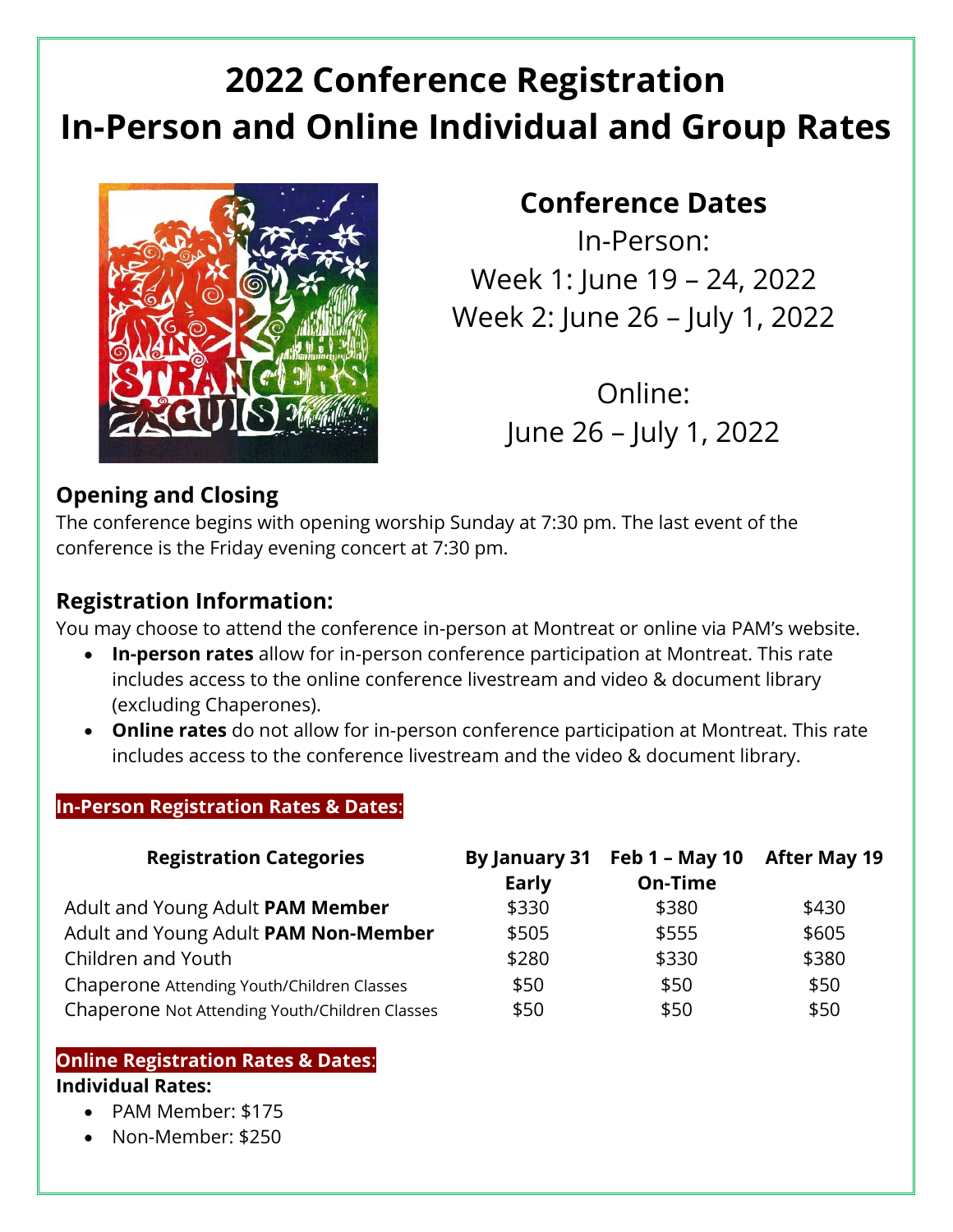# 2022 Conference Registration
# In-Person and Online Individual and Group Rates

## Conference Dates

In-Person:
Week 1: June 19 – 24, 2022
Week 2: June 26 – July 1, 2022

Online:
June 26 – July 1, 2022

### Opening and Closing

The conference begins with opening worship Sunday at 7:30 pm. The last event of the conference is the Friday evening concert at 7:30 pm.

### Registration Information:

You may choose to attend the conference in-person at Montreat or online via PAM's website.

- **In-person rates** allow for in-person conference participation at Montreat. This rate includes access to the online conference livestream and video & document library (excluding Chaperones).
- **Online rates** do not allow for in-person conference participation at Montreat. This rate includes access to the conference livestream and the video & document library.

**In-Person Registration Rates & Dates**:

| Registration Categories | By January 31 Early | Feb 1 – May 10 On-Time | After May 19 |
|---|---|---|---|
| Adult and Young Adult **PAM Member** | $330 | $380 | $430 |
| Adult and Young Adult **PAM Non-Member** | $505 | $555 | $605 |
| Children and Youth | $280 | $330 | $380 |
| Chaperone Attending Youth/Children Classes | $50 | $50 | $50 |
| Chaperone Not Attending Youth/Children Classes | $50 | $50 | $50 |

**Online Registration Rates & Dates**:

**Individual Rates:**

- PAM Member: $175
- Non-Member: $250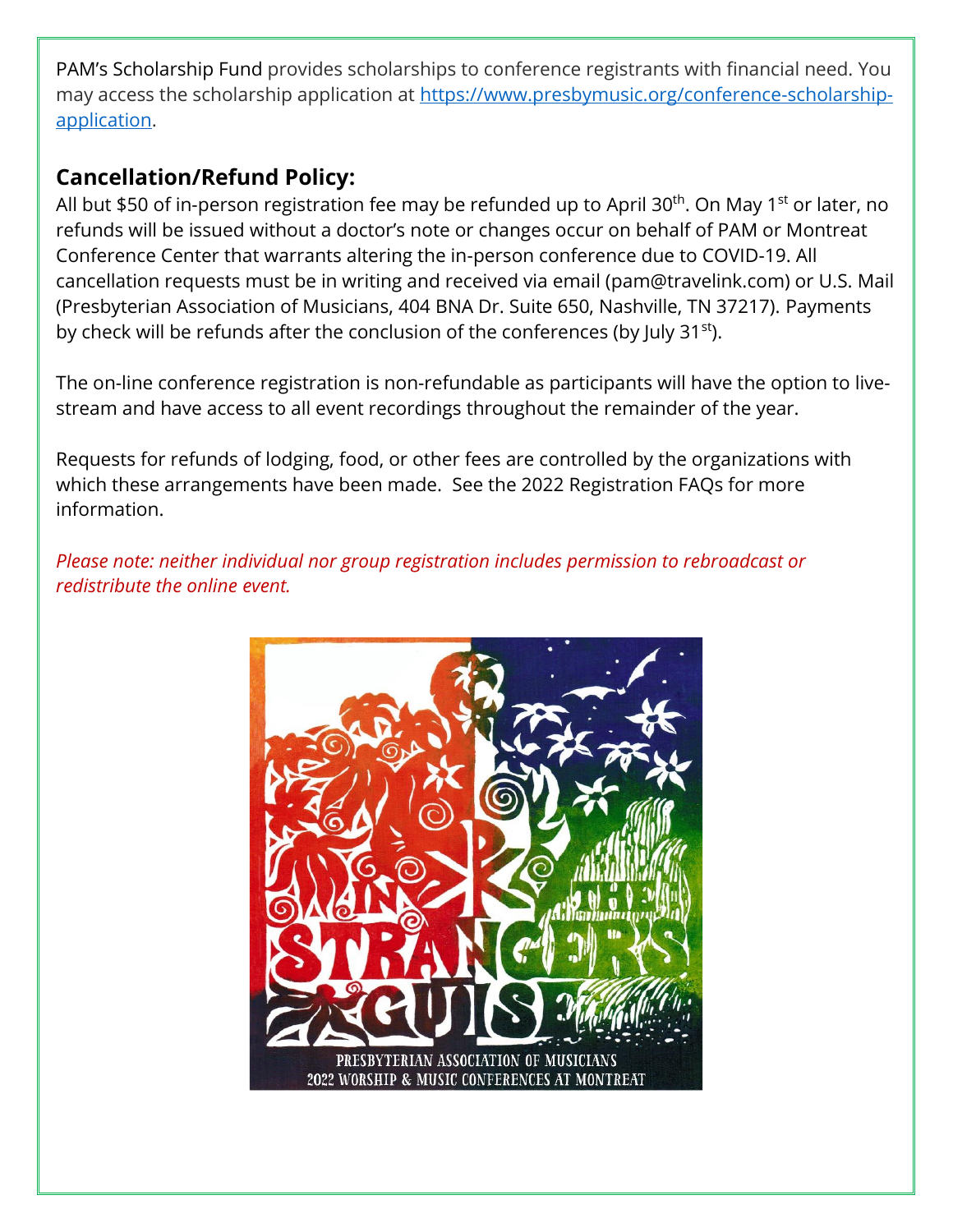PAM's Scholarship Fund provides scholarships to conference registrants with financial need. You may access the scholarship application at [https://www.presbymusic.org/conference-scholarship-application](https://www.presbymusic.org/conference-scholarship-application).

## Cancellation/Refund Policy:

All but $50 of in-person registration fee may be refunded up to April 30th. On May 1st or later, no refunds will be issued without a doctor's note or changes occur on behalf of PAM or Montreat Conference Center that warrants altering the in-person conference due to COVID-19. All cancellation requests must be in writing and received via email (pam@travelink.com) or U.S. Mail (Presbyterian Association of Musicians, 404 BNA Dr. Suite 650, Nashville, TN 37217). Payments by check will be refunds after the conclusion of the conferences (by July 31st).

The on-line conference registration is non-refundable as participants will have the option to live-stream and have access to all event recordings throughout the remainder of the year.

Requests for refunds of lodging, food, or other fees are controlled by the organizations with which these arrangements have been made. See the 2022 Registration FAQs for more information.

*Please note: neither individual nor group registration includes permission to rebroadcast or redistribute the online event.*

IN THE STRANGER'S GUISE

PRESBYTERIAN ASSOCIATION OF MUSICIANS
2022 WORSHIP & MUSIC CONFERENCES AT MONTREAT